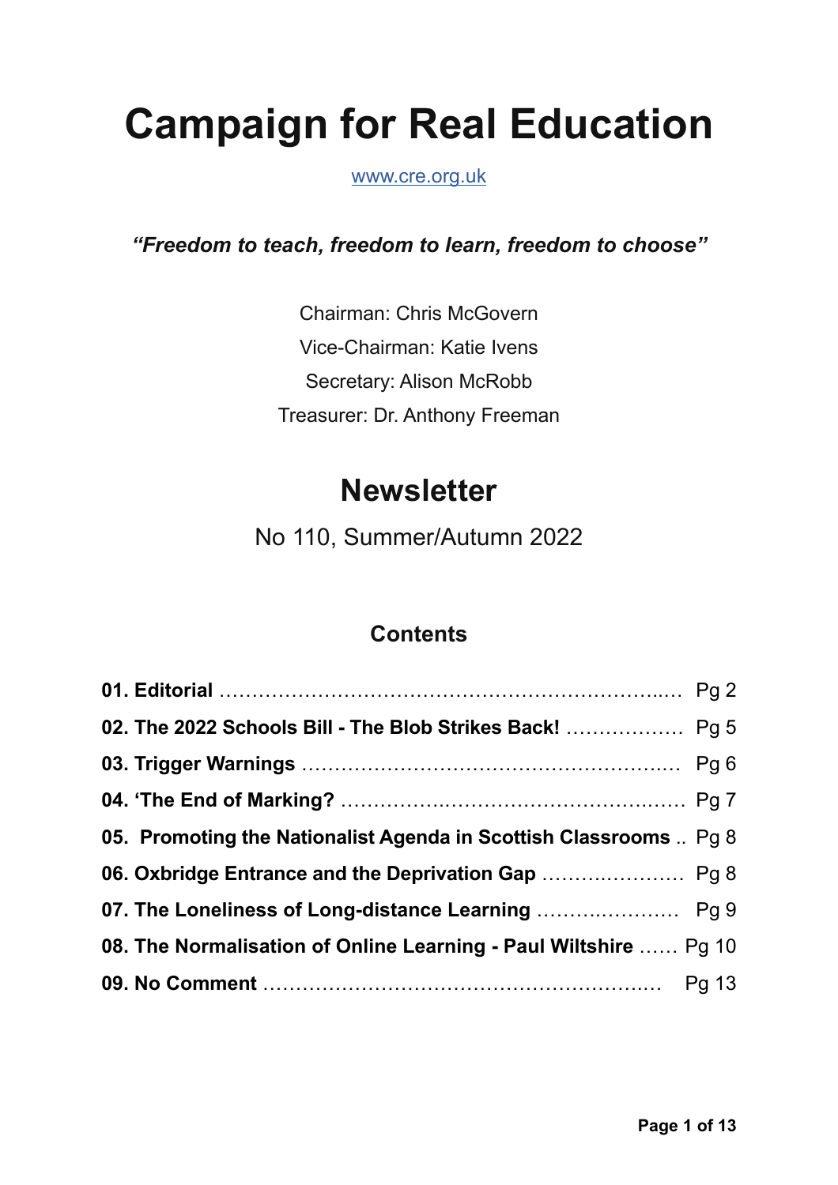# Campaign for Real Education

www.cre.org.uk

***"Freedom to teach, freedom to learn, freedom to choose"***

Chairman: Chris McGovern

Vice-Chairman: Katie Ivens

Secretary: Alison McRobb

Treasurer: Dr. Anthony Freeman

## Newsletter

No 110, Summer/Autumn 2022

### Contents

| | |
|---|---|
| **01. Editorial** | Pg 2 |
| **02. The 2022 Schools Bill - The Blob Strikes Back!** | Pg 5 |
| **03. Trigger Warnings** | Pg 6 |
| **04. 'The End of Marking?** | Pg 7 |
| **05. Promoting the Nationalist Agenda in Scottish Classrooms** | Pg 8 |
| **06. Oxbridge Entrance and the Deprivation Gap** | Pg 8 |
| **07. The Loneliness of Long-distance Learning** | Pg 9 |
| **08. The Normalisation of Online Learning - Paul Wiltshire** | Pg 10 |
| **09. No Comment** | Pg 13 |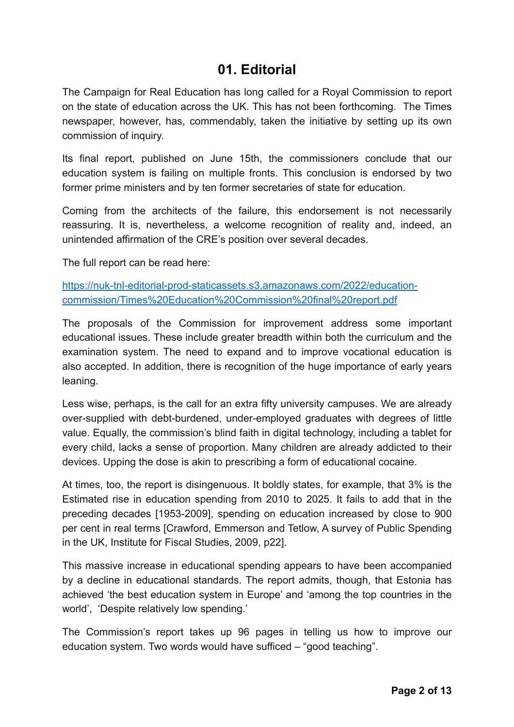# 01. Editorial

The Campaign for Real Education has long called for a Royal Commission to report on the state of education across the UK. This has not been forthcoming. The Times newspaper, however, has, commendably, taken the initiative by setting up its own commission of inquiry.

Its final report, published on June 15th, the commissioners conclude that our education system is failing on multiple fronts. This conclusion is endorsed by two former prime ministers and by ten former secretaries of state for education.

Coming from the architects of the failure, this endorsement is not necessarily reassuring. It is, nevertheless, a welcome recognition of reality and, indeed, an unintended affirmation of the CRE's position over several decades.

The full report can be read here:

[https://nuk-tnl-editorial-prod-staticassets.s3.amazonaws.com/2022/education-commission/Times%20Education%20Commission%20final%20report.pdf](https://nuk-tnl-editorial-prod-staticassets.s3.amazonaws.com/2022/education-commission/Times%20Education%20Commission%20final%20report.pdf)

The proposals of the Commission for improvement address some important educational issues. These include greater breadth within both the curriculum and the examination system. The need to expand and to improve vocational education is also accepted. In addition, there is recognition of the huge importance of early years leaning.

Less wise, perhaps, is the call for an extra fifty university campuses. We are already over-supplied with debt-burdened, under-employed graduates with degrees of little value. Equally, the commission's blind faith in digital technology, including a tablet for every child, lacks a sense of proportion. Many children are already addicted to their devices. Upping the dose is akin to prescribing a form of educational cocaine.

At times, too, the report is disingenuous. It boldly states, for example, that 3% is the Estimated rise in education spending from 2010 to 2025. It fails to add that in the preceding decades [1953-2009], spending on education increased by close to 900 per cent in real terms [Crawford, Emmerson and Tetlow, A survey of Public Spending in the UK, Institute for Fiscal Studies, 2009, p22].

This massive increase in educational spending appears to have been accompanied by a decline in educational standards. The report admits, though, that Estonia has achieved 'the best education system in Europe' and 'among the top countries in the world', 'Despite relatively low spending.'

The Commission's report takes up 96 pages in telling us how to improve our education system. Two words would have sufficed – "good teaching".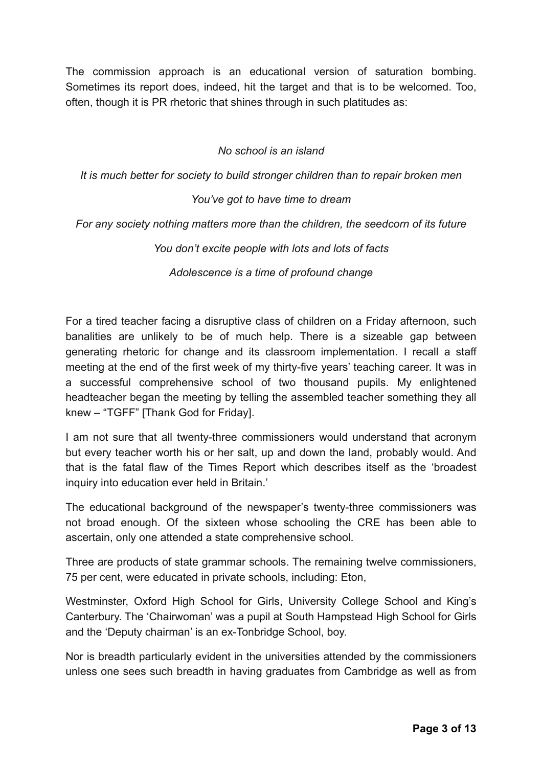The commission approach is an educational version of saturation bombing. Sometimes its report does, indeed, hit the target and that is to be welcomed. Too, often, though it is PR rhetoric that shines through in such platitudes as:

*No school is an island*

*It is much better for society to build stronger children than to repair broken men*

*You've got to have time to dream*

*For any society nothing matters more than the children, the seedcorn of its future*

*You don't excite people with lots and lots of facts*

*Adolescence is a time of profound change*

For a tired teacher facing a disruptive class of children on a Friday afternoon, such banalities are unlikely to be of much help. There is a sizeable gap between generating rhetoric for change and its classroom implementation. I recall a staff meeting at the end of the first week of my thirty-five years' teaching career. It was in a successful comprehensive school of two thousand pupils. My enlightened headteacher began the meeting by telling the assembled teacher something they all knew – "TGFF" [Thank God for Friday].

I am not sure that all twenty-three commissioners would understand that acronym but every teacher worth his or her salt, up and down the land, probably would. And that is the fatal flaw of the Times Report which describes itself as the 'broadest inquiry into education ever held in Britain.'

The educational background of the newspaper's twenty-three commissioners was not broad enough. Of the sixteen whose schooling the CRE has been able to ascertain, only one attended a state comprehensive school.

Three are products of state grammar schools. The remaining twelve commissioners, 75 per cent, were educated in private schools, including: Eton, Westminster, Oxford High School for Girls, University College School and King's Canterbury. The 'Chairwoman' was a pupil at South Hampstead High School for Girls and the 'Deputy chairman' is an ex-Tonbridge School, boy.

Nor is breadth particularly evident in the universities attended by the commissioners unless one sees such breadth in having graduates from Cambridge as well as from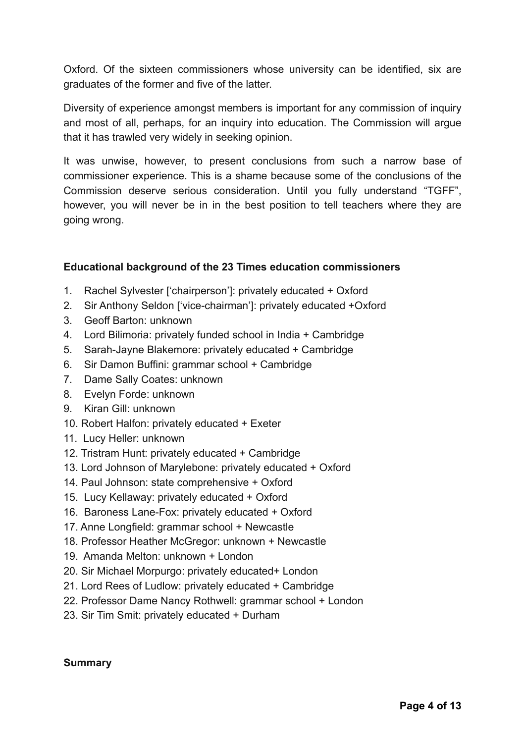Oxford. Of the sixteen commissioners whose university can be identified, six are graduates of the former and five of the latter.

Diversity of experience amongst members is important for any commission of inquiry and most of all, perhaps, for an inquiry into education. The Commission will argue that it has trawled very widely in seeking opinion.

It was unwise, however, to present conclusions from such a narrow base of commissioner experience. This is a shame because some of the conclusions of the Commission deserve serious consideration. Until you fully understand "TGFF", however, you will never be in in the best position to tell teachers where they are going wrong.

**Educational background of the 23 Times education commissioners**

1. Rachel Sylvester ['chairperson']: privately educated + Oxford
2. Sir Anthony Seldon ['vice-chairman']: privately educated +Oxford
3. Geoff Barton: unknown
4. Lord Bilimoria: privately funded school in India + Cambridge
5. Sarah-Jayne Blakemore: privately educated + Cambridge
6. Sir Damon Buffini: grammar school + Cambridge
7. Dame Sally Coates: unknown
8. Evelyn Forde: unknown
9. Kiran Gill: unknown
10. Robert Halfon: privately educated + Exeter
11. Lucy Heller: unknown
12. Tristram Hunt: privately educated + Cambridge
13. Lord Johnson of Marylebone: privately educated + Oxford
14. Paul Johnson: state comprehensive + Oxford
15. Lucy Kellaway: privately educated + Oxford
16. Baroness Lane-Fox: privately educated + Oxford
17. Anne Longfield: grammar school + Newcastle
18. Professor Heather McGregor: unknown + Newcastle
19. Amanda Melton: unknown + London
20. Sir Michael Morpurgo: privately educated+ London
21. Lord Rees of Ludlow: privately educated + Cambridge
22. Professor Dame Nancy Rothwell: grammar school + London
23. Sir Tim Smit: privately educated + Durham

**Summary**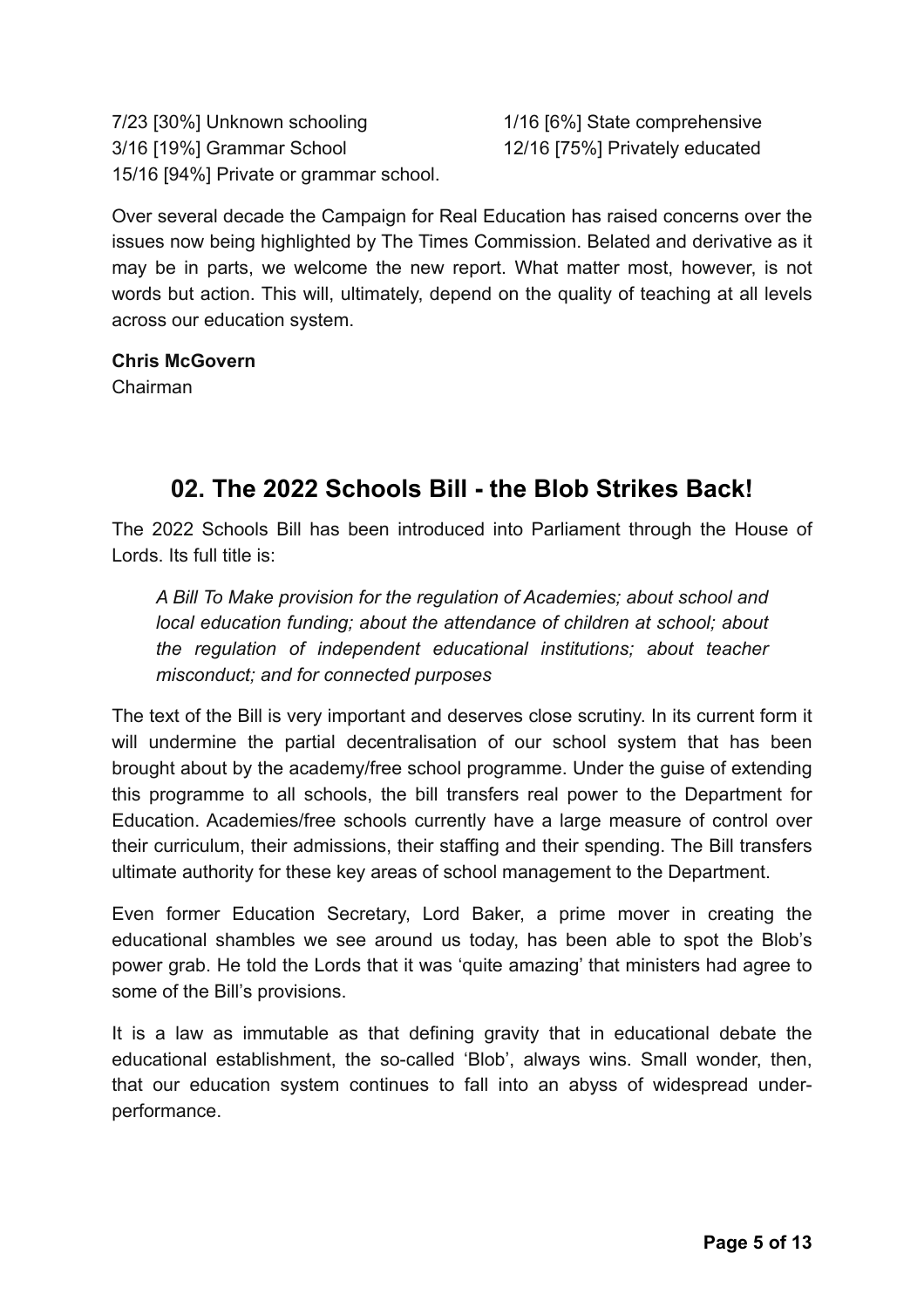7/23 [30%] Unknown schooling
3/16 [19%] Grammar School
15/16 [94%] Private or grammar school.
1/16 [6%] State comprehensive
12/16 [75%] Privately educated

Over several decade the Campaign for Real Education has raised concerns over the issues now being highlighted by The Times Commission. Belated and derivative as it may be in parts, we welcome the new report. What matter most, however, is not words but action. This will, ultimately, depend on the quality of teaching at all levels across our education system.

**Chris McGovern**
Chairman

## 02. The 2022 Schools Bill - the Blob Strikes Back!

The 2022 Schools Bill has been introduced into Parliament through the House of Lords. Its full title is:

> *A Bill To Make provision for the regulation of Academies; about school and local education funding; about the attendance of children at school; about the regulation of independent educational institutions; about teacher misconduct; and for connected purposes*

The text of the Bill is very important and deserves close scrutiny. In its current form it will undermine the partial decentralisation of our school system that has been brought about by the academy/free school programme. Under the guise of extending this programme to all schools, the bill transfers real power to the Department for Education. Academies/free schools currently have a large measure of control over their curriculum, their admissions, their staffing and their spending. The Bill transfers ultimate authority for these key areas of school management to the Department.

Even former Education Secretary, Lord Baker, a prime mover in creating the educational shambles we see around us today, has been able to spot the Blob's power grab. He told the Lords that it was 'quite amazing' that ministers had agree to some of the Bill's provisions.

It is a law as immutable as that defining gravity that in educational debate the educational establishment, the so-called 'Blob', always wins. Small wonder, then, that our education system continues to fall into an abyss of widespread under-performance.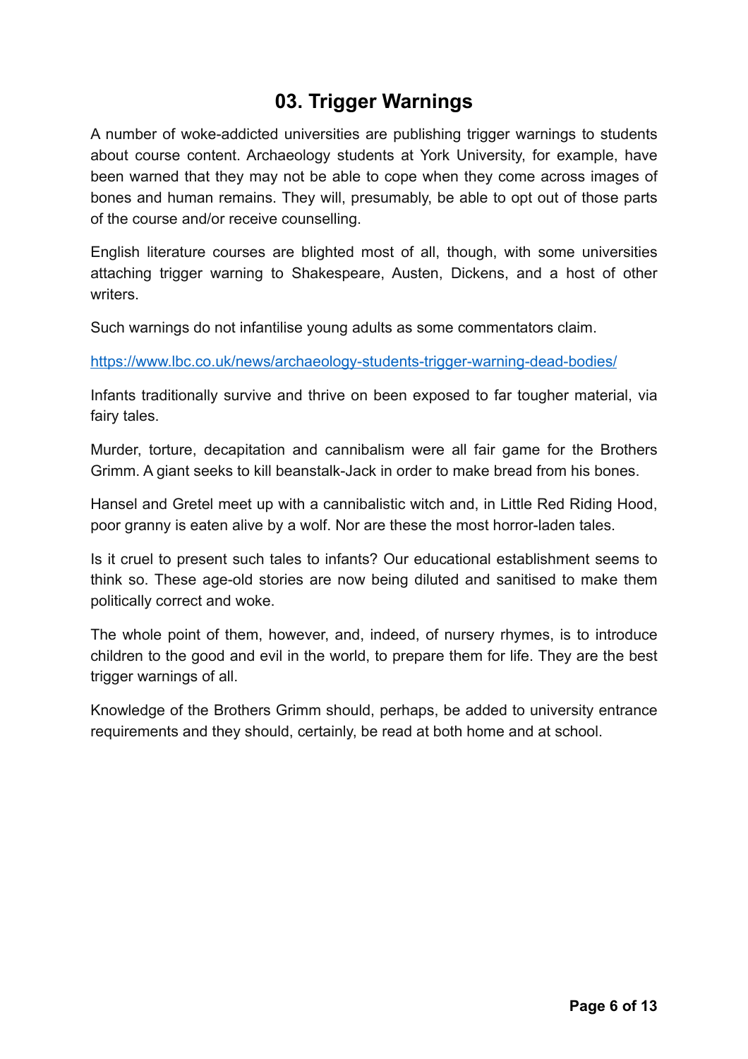## 03. Trigger Warnings

A number of woke-addicted universities are publishing trigger warnings to students about course content. Archaeology students at York University, for example, have been warned that they may not be able to cope when they come across images of bones and human remains. They will, presumably, be able to opt out of those parts of the course and/or receive counselling.

English literature courses are blighted most of all, though, with some universities attaching trigger warning to Shakespeare, Austen, Dickens, and a host of other writers.

Such warnings do not infantilise young adults as some commentators claim.

[https://www.lbc.co.uk/news/archaeology-students-trigger-warning-dead-bodies/](https://www.lbc.co.uk/news/archaeology-students-trigger-warning-dead-bodies/)

Infants traditionally survive and thrive on been exposed to far tougher material, via fairy tales.

Murder, torture, decapitation and cannibalism were all fair game for the Brothers Grimm. A giant seeks to kill beanstalk-Jack in order to make bread from his bones.

Hansel and Gretel meet up with a cannibalistic witch and, in Little Red Riding Hood, poor granny is eaten alive by a wolf. Nor are these the most horror-laden tales.

Is it cruel to present such tales to infants? Our educational establishment seems to think so. These age-old stories are now being diluted and sanitised to make them politically correct and woke.

The whole point of them, however, and, indeed, of nursery rhymes, is to introduce children to the good and evil in the world, to prepare them for life. They are the best trigger warnings of all.

Knowledge of the Brothers Grimm should, perhaps, be added to university entrance requirements and they should, certainly, be read at both home and at school.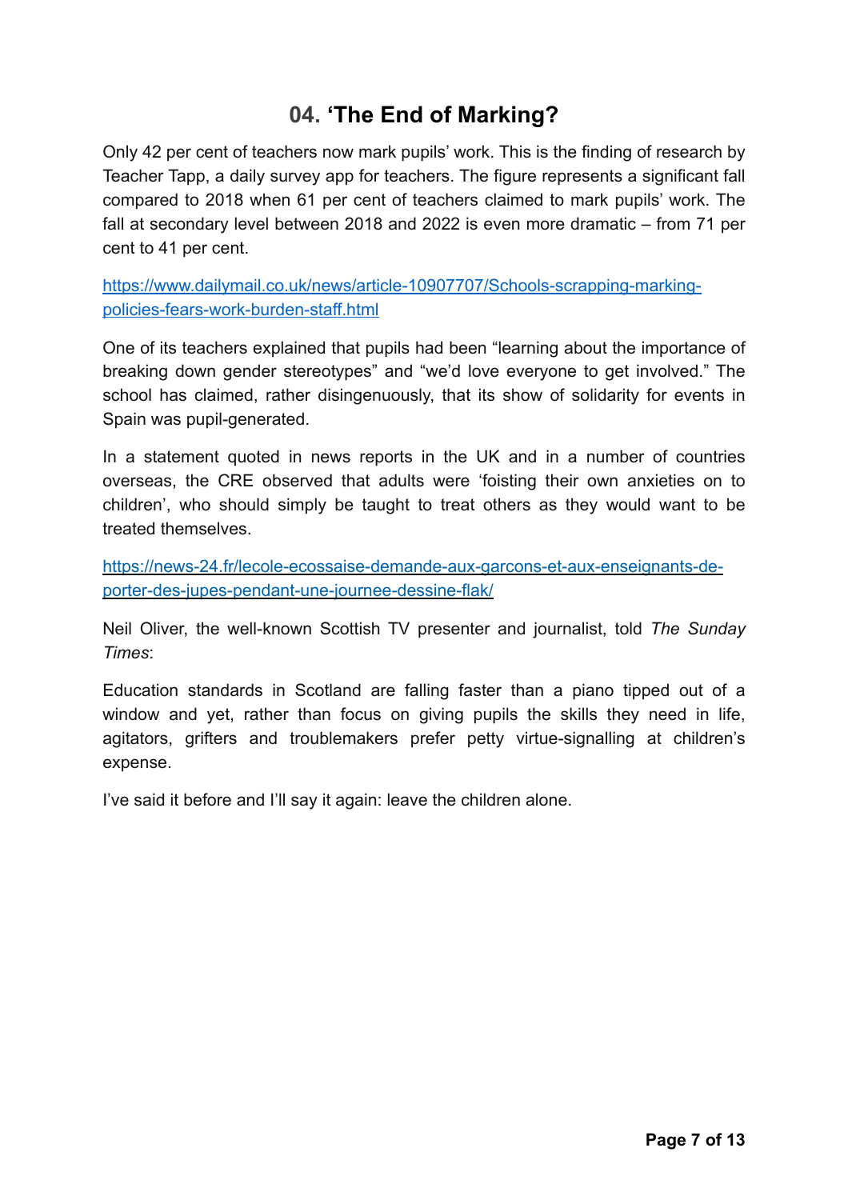## 04. 'The End of Marking?

Only 42 per cent of teachers now mark pupils' work. This is the finding of research by Teacher Tapp, a daily survey app for teachers. The figure represents a significant fall compared to 2018 when 61 per cent of teachers claimed to mark pupils' work. The fall at secondary level between 2018 and 2022 is even more dramatic – from 71 per cent to 41 per cent.

[https://www.dailymail.co.uk/news/article-10907707/Schools-scrapping-marking-policies-fears-work-burden-staff.html](https://www.dailymail.co.uk/news/article-10907707/Schools-scrapping-marking-policies-fears-work-burden-staff.html)

One of its teachers explained that pupils had been "learning about the importance of breaking down gender stereotypes" and "we'd love everyone to get involved." The school has claimed, rather disingenuously, that its show of solidarity for events in Spain was pupil-generated.

In a statement quoted in news reports in the UK and in a number of countries overseas, the CRE observed that adults were 'foisting their own anxieties on to children', who should simply be taught to treat others as they would want to be treated themselves.

[https://news-24.fr/lecole-ecossaise-demande-aux-garcons-et-aux-enseignants-de-porter-des-jupes-pendant-une-journee-dessine-flak/](https://news-24.fr/lecole-ecossaise-demande-aux-garcons-et-aux-enseignants-de-porter-des-jupes-pendant-une-journee-dessine-flak/)

Neil Oliver, the well-known Scottish TV presenter and journalist, told *The Sunday Times*:

Education standards in Scotland are falling faster than a piano tipped out of a window and yet, rather than focus on giving pupils the skills they need in life, agitators, grifters and troublemakers prefer petty virtue-signalling at children's expense.

I've said it before and I'll say it again: leave the children alone.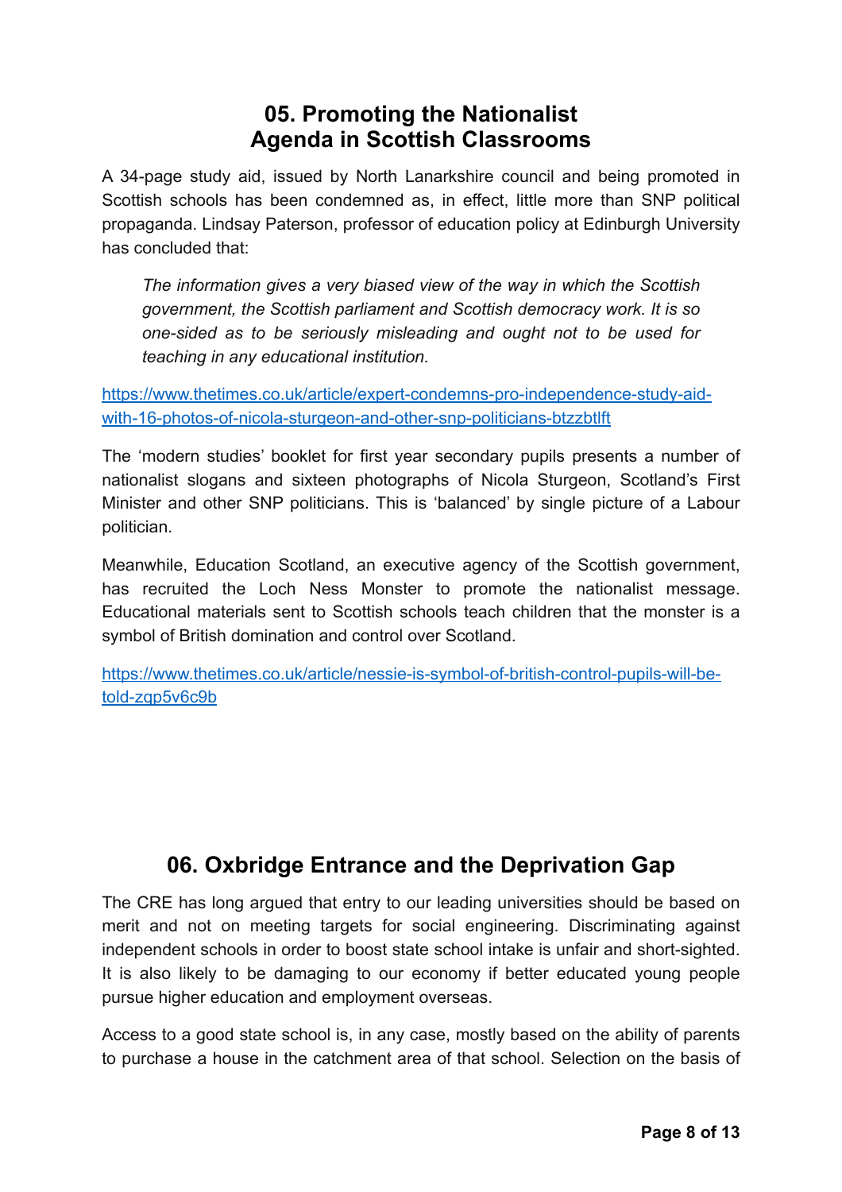## 05. Promoting the Nationalist Agenda in Scottish Classrooms

A 34-page study aid, issued by North Lanarkshire council and being promoted in Scottish schools has been condemned as, in effect, little more than SNP political propaganda. Lindsay Paterson, professor of education policy at Edinburgh University has concluded that:

> *The information gives a very biased view of the way in which the Scottish government, the Scottish parliament and Scottish democracy work. It is so one-sided as to be seriously misleading and ought not to be used for teaching in any educational institution.*

https://www.thetimes.co.uk/article/expert-condemns-pro-independence-study-aid-with-16-photos-of-nicola-sturgeon-and-other-snp-politicians-btzzbtlft

The 'modern studies' booklet for first year secondary pupils presents a number of nationalist slogans and sixteen photographs of Nicola Sturgeon, Scotland's First Minister and other SNP politicians. This is 'balanced' by single picture of a Labour politician.

Meanwhile, Education Scotland, an executive agency of the Scottish government, has recruited the Loch Ness Monster to promote the nationalist message. Educational materials sent to Scottish schools teach children that the monster is a symbol of British domination and control over Scotland.

https://www.thetimes.co.uk/article/nessie-is-symbol-of-british-control-pupils-will-be-told-zqp5v6c9b

## 06. Oxbridge Entrance and the Deprivation Gap

The CRE has long argued that entry to our leading universities should be based on merit and not on meeting targets for social engineering. Discriminating against independent schools in order to boost state school intake is unfair and short-sighted. It is also likely to be damaging to our economy if better educated young people pursue higher education and employment overseas.

Access to a good state school is, in any case, mostly based on the ability of parents to purchase a house in the catchment area of that school. Selection on the basis of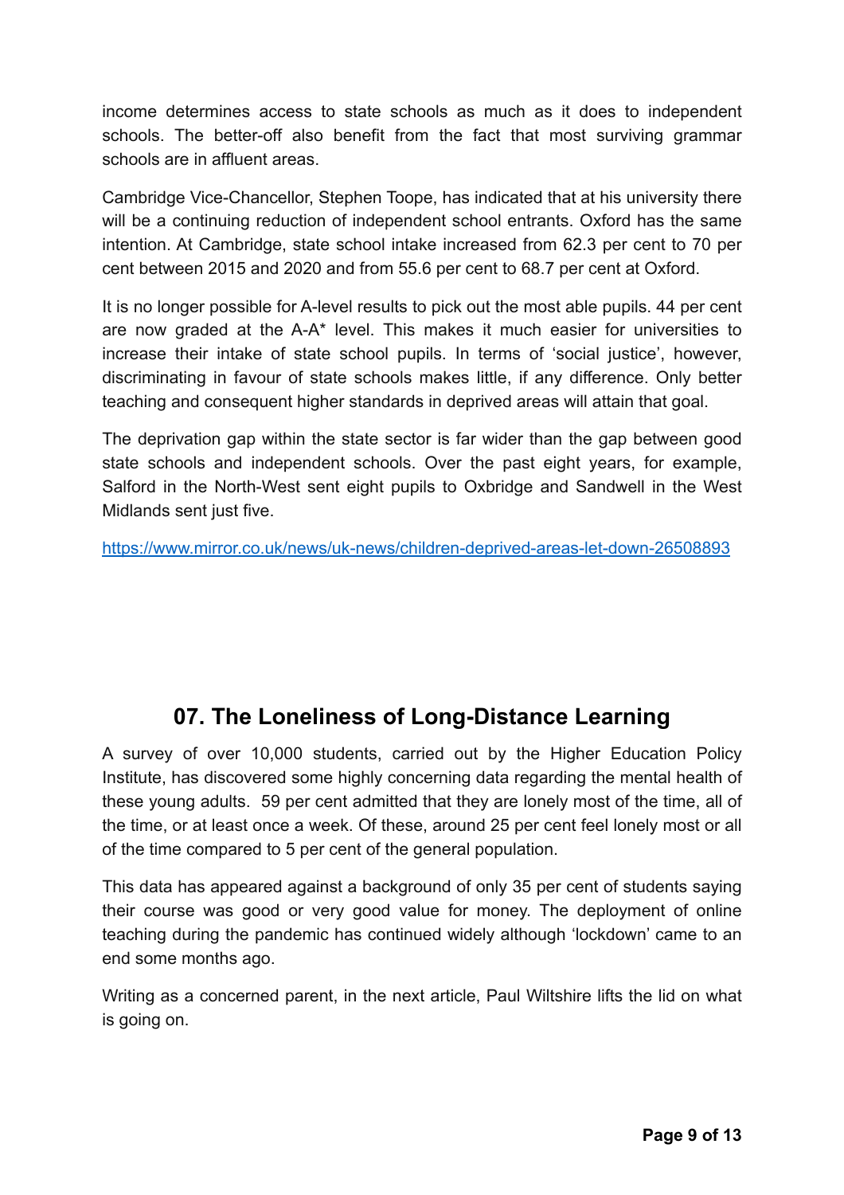income determines access to state schools as much as it does to independent schools. The better-off also benefit from the fact that most surviving grammar schools are in affluent areas.

Cambridge Vice-Chancellor, Stephen Toope, has indicated that at his university there will be a continuing reduction of independent school entrants. Oxford has the same intention. At Cambridge, state school intake increased from 62.3 per cent to 70 per cent between 2015 and 2020 and from 55.6 per cent to 68.7 per cent at Oxford.

It is no longer possible for A-level results to pick out the most able pupils. 44 per cent are now graded at the A-A* level. This makes it much easier for universities to increase their intake of state school pupils. In terms of 'social justice', however, discriminating in favour of state schools makes little, if any difference. Only better teaching and consequent higher standards in deprived areas will attain that goal.

The deprivation gap within the state sector is far wider than the gap between good state schools and independent schools. Over the past eight years, for example, Salford in the North-West sent eight pupils to Oxbridge and Sandwell in the West Midlands sent just five.

https://www.mirror.co.uk/news/uk-news/children-deprived-areas-let-down-26508893

## 07. The Loneliness of Long-Distance Learning

A survey of over 10,000 students, carried out by the Higher Education Policy Institute, has discovered some highly concerning data regarding the mental health of these young adults. 59 per cent admitted that they are lonely most of the time, all of the time, or at least once a week. Of these, around 25 per cent feel lonely most or all of the time compared to 5 per cent of the general population.

This data has appeared against a background of only 35 per cent of students saying their course was good or very good value for money. The deployment of online teaching during the pandemic has continued widely although 'lockdown' came to an end some months ago.

Writing as a concerned parent, in the next article, Paul Wiltshire lifts the lid on what is going on.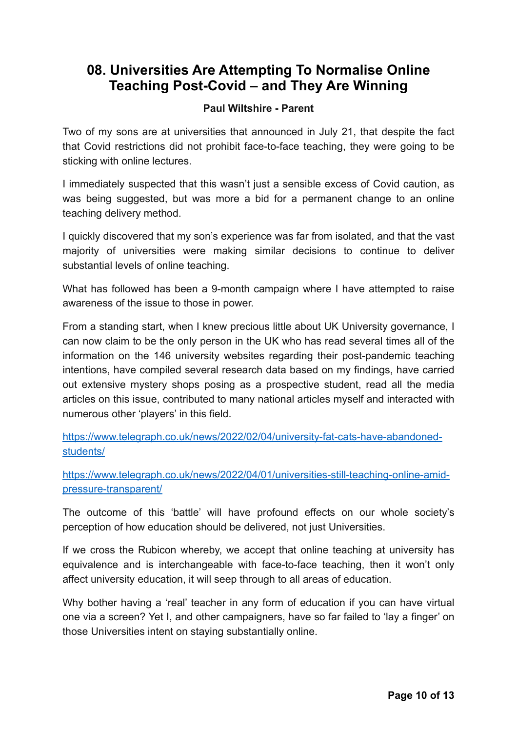## 08. Universities Are Attempting To Normalise Online Teaching Post-Covid – and They Are Winning

**Paul Wiltshire - Parent**

Two of my sons are at universities that announced in July 21, that despite the fact that Covid restrictions did not prohibit face-to-face teaching, they were going to be sticking with online lectures.

I immediately suspected that this wasn't just a sensible excess of Covid caution, as was being suggested, but was more a bid for a permanent change to an online teaching delivery method.

I quickly discovered that my son's experience was far from isolated, and that the vast majority of universities were making similar decisions to continue to deliver substantial levels of online teaching.

What has followed has been a 9-month campaign where I have attempted to raise awareness of the issue to those in power.

From a standing start, when I knew precious little about UK University governance, I can now claim to be the only person in the UK who has read several times all of the information on the 146 university websites regarding their post-pandemic teaching intentions, have compiled several research data based on my findings, have carried out extensive mystery shops posing as a prospective student, read all the media articles on this issue, contributed to many national articles myself and interacted with numerous other 'players' in this field.

https://www.telegraph.co.uk/news/2022/02/04/university-fat-cats-have-abandoned-students/

https://www.telegraph.co.uk/news/2022/04/01/universities-still-teaching-online-amid-pressure-transparent/

The outcome of this 'battle' will have profound effects on our whole society's perception of how education should be delivered, not just Universities.

If we cross the Rubicon whereby, we accept that online teaching at university has equivalence and is interchangeable with face-to-face teaching, then it won't only affect university education, it will seep through to all areas of education.

Why bother having a 'real' teacher in any form of education if you can have virtual one via a screen? Yet I, and other campaigners, have so far failed to 'lay a finger' on those Universities intent on staying substantially online.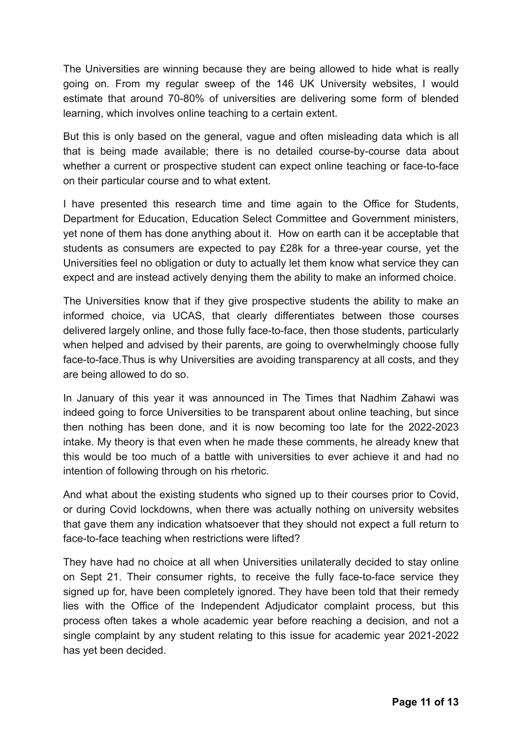The Universities are winning because they are being allowed to hide what is really going on. From my regular sweep of the 146 UK University websites, I would estimate that around 70-80% of universities are delivering some form of blended learning, which involves online teaching to a certain extent.

But this is only based on the general, vague and often misleading data which is all that is being made available; there is no detailed course-by-course data about whether a current or prospective student can expect online teaching or face-to-face on their particular course and to what extent.

I have presented this research time and time again to the Office for Students, Department for Education, Education Select Committee and Government ministers, yet none of them has done anything about it. How on earth can it be acceptable that students as consumers are expected to pay £28k for a three-year course, yet the Universities feel no obligation or duty to actually let them know what service they can expect and are instead actively denying them the ability to make an informed choice.

The Universities know that if they give prospective students the ability to make an informed choice, via UCAS, that clearly differentiates between those courses delivered largely online, and those fully face-to-face, then those students, particularly when helped and advised by their parents, are going to overwhelmingly choose fully face-to-face.Thus is why Universities are avoiding transparency at all costs, and they are being allowed to do so.

In January of this year it was announced in The Times that Nadhim Zahawi was indeed going to force Universities to be transparent about online teaching, but since then nothing has been done, and it is now becoming too late for the 2022-2023 intake. My theory is that even when he made these comments, he already knew that this would be too much of a battle with universities to ever achieve it and had no intention of following through on his rhetoric.

And what about the existing students who signed up to their courses prior to Covid, or during Covid lockdowns, when there was actually nothing on university websites that gave them any indication whatsoever that they should not expect a full return to face-to-face teaching when restrictions were lifted?

They have had no choice at all when Universities unilaterally decided to stay online on Sept 21. Their consumer rights, to receive the fully face-to-face service they signed up for, have been completely ignored. They have been told that their remedy lies with the Office of the Independent Adjudicator complaint process, but this process often takes a whole academic year before reaching a decision, and not a single complaint by any student relating to this issue for academic year 2021-2022 has yet been decided.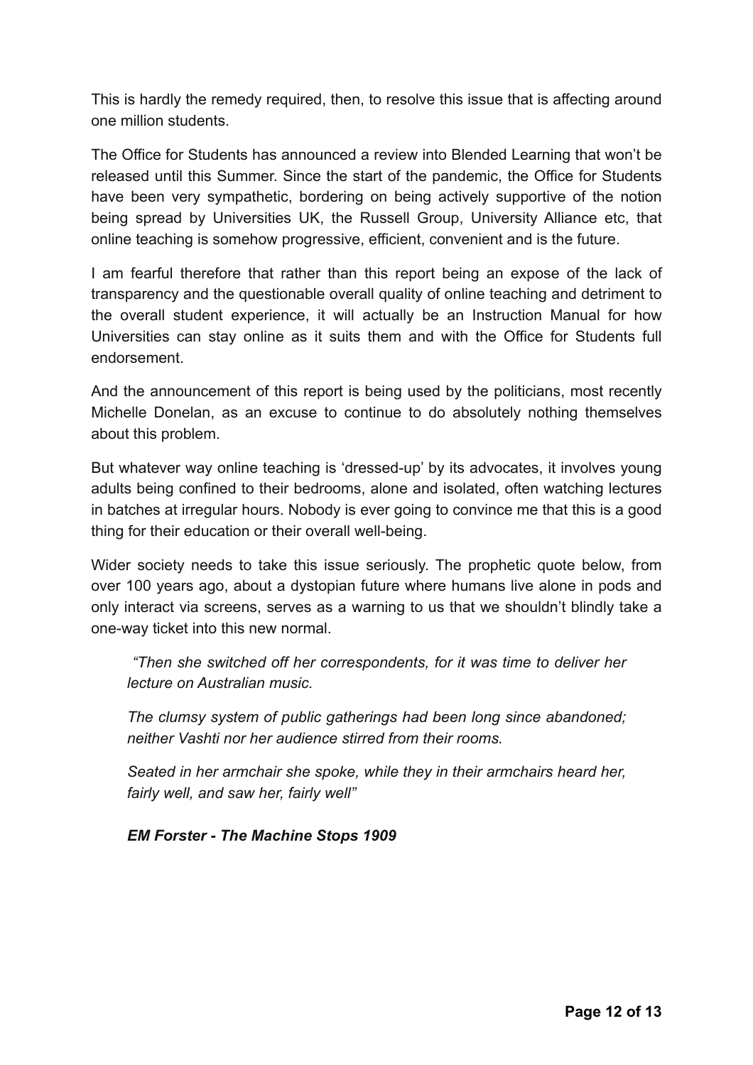This is hardly the remedy required, then, to resolve this issue that is affecting around one million students.

The Office for Students has announced a review into Blended Learning that won't be released until this Summer. Since the start of the pandemic, the Office for Students have been very sympathetic, bordering on being actively supportive of the notion being spread by Universities UK, the Russell Group, University Alliance etc, that online teaching is somehow progressive, efficient, convenient and is the future.

I am fearful therefore that rather than this report being an expose of the lack of transparency and the questionable overall quality of online teaching and detriment to the overall student experience, it will actually be an Instruction Manual for how Universities can stay online as it suits them and with the Office for Students full endorsement.

And the announcement of this report is being used by the politicians, most recently Michelle Donelan, as an excuse to continue to do absolutely nothing themselves about this problem.

But whatever way online teaching is 'dressed-up' by its advocates, it involves young adults being confined to their bedrooms, alone and isolated, often watching lectures in batches at irregular hours. Nobody is ever going to convince me that this is a good thing for their education or their overall well-being.

Wider society needs to take this issue seriously. The prophetic quote below, from over 100 years ago, about a dystopian future where humans live alone in pods and only interact via screens, serves as a warning to us that we shouldn't blindly take a one-way ticket into this new normal.

> *"Then she switched off her correspondents, for it was time to deliver her lecture on Australian music.*
>
> *The clumsy system of public gatherings had been long since abandoned; neither Vashti nor her audience stirred from their rooms.*
>
> *Seated in her armchair she spoke, while they in their armchairs heard her, fairly well, and saw her, fairly well"*
>
> ***EM Forster - The Machine Stops 1909***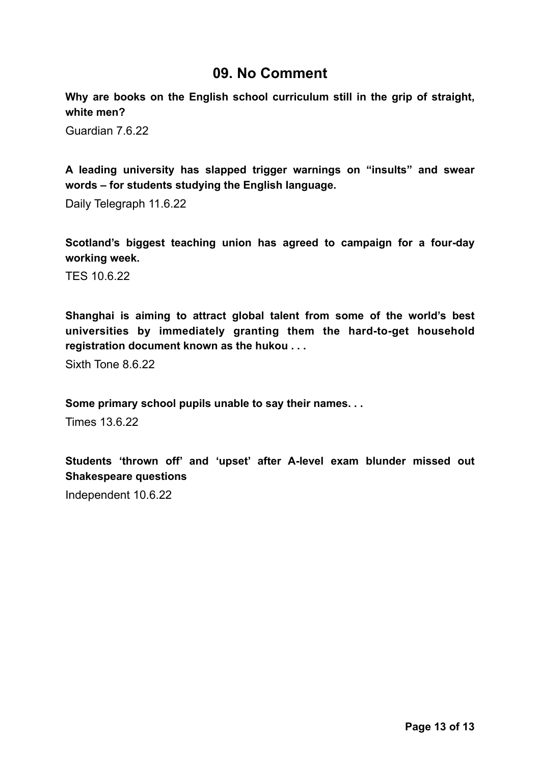# 09. No Comment

**Why are books on the English school curriculum still in the grip of straight, white men?**

Guardian 7.6.22

**A leading university has slapped trigger warnings on "insults" and swear words – for students studying the English language.**

Daily Telegraph 11.6.22

**Scotland's biggest teaching union has agreed to campaign for a four-day working week.**

TES 10.6.22

**Shanghai is aiming to attract global talent from some of the world's best universities by immediately granting them the hard-to-get household registration document known as the hukou . . .**

Sixth Tone 8.6.22

**Some primary school pupils unable to say their names. . .**

Times 13.6.22

**Students 'thrown off' and 'upset' after A-level exam blunder missed out Shakespeare questions**

Independent 10.6.22